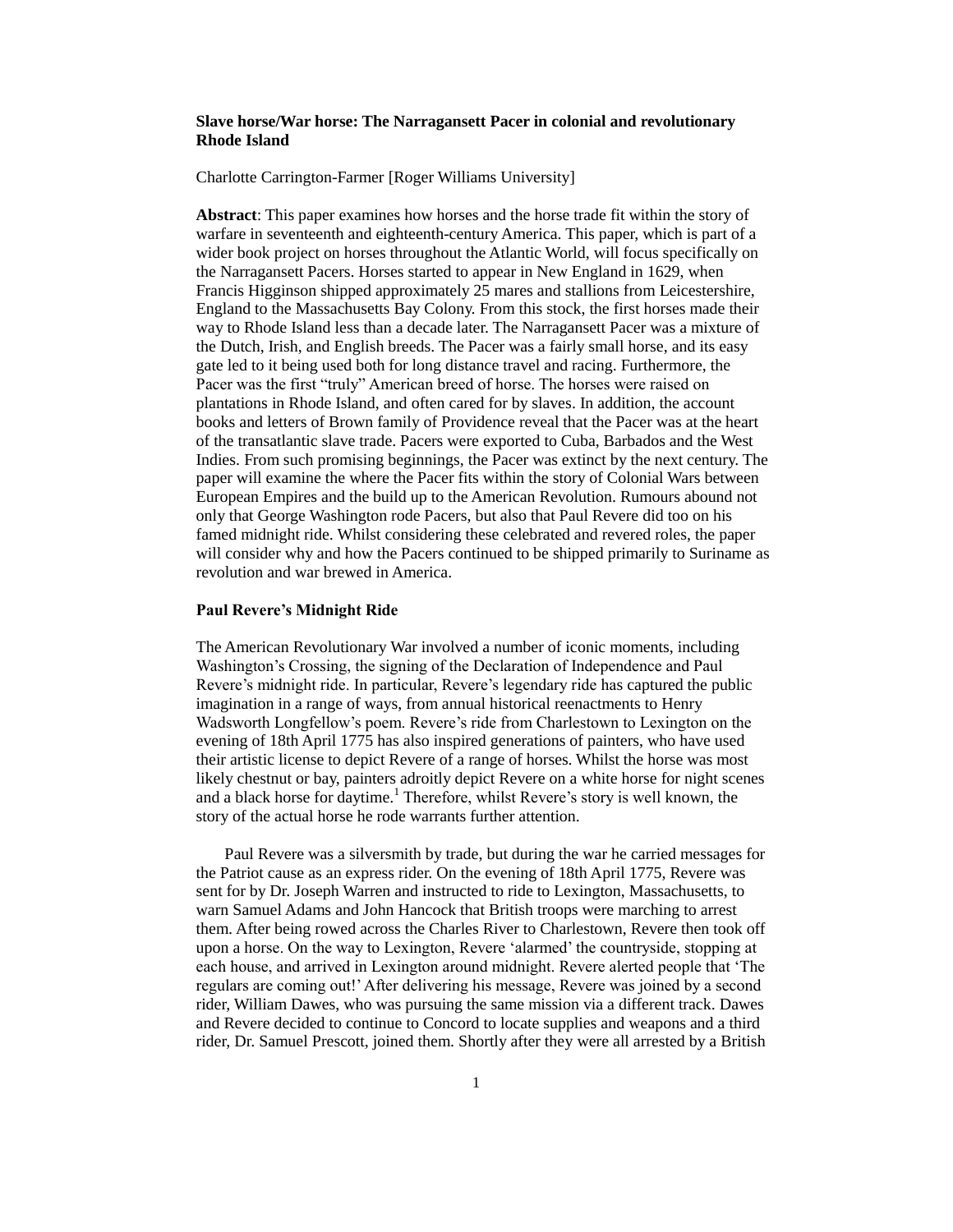**Slave horse/War horse: The Narragansett Pacer in colonial and revolutionary Rhode Island**

Charlotte Carrington-Farmer [Roger Williams University]

**Abstract**: This paper examines how horses and the horse trade fit within the story of warfare in seventeenth and eighteenth-century America. This paper, which is part of a wider book project on horses throughout the Atlantic World, will focus specifically on the Narragansett Pacers. Horses started to appear in New England in 1629, when Francis Higginson shipped approximately 25 mares and stallions from Leicestershire, England to the Massachusetts Bay Colony. From this stock, the first horses made their way to Rhode Island less than a decade later. The Narragansett Pacer was a mixture of the Dutch, Irish, and English breeds. The Pacer was a fairly small horse, and its easy gate led to it being used both for long distance travel and racing. Furthermore, the Pacer was the first "truly" American breed of horse. The horses were raised on plantations in Rhode Island, and often cared for by slaves. In addition, the account books and letters of Brown family of Providence reveal that the Pacer was at the heart of the transatlantic slave trade. Pacers were exported to Cuba, Barbados and the West Indies. From such promising beginnings, the Pacer was extinct by the next century. The paper will examine the where the Pacer fits within the story of Colonial Wars between European Empires and the build up to the American Revolution. Rumours abound not only that George Washington rode Pacers, but also that Paul Revere did too on his famed midnight ride. Whilst considering these celebrated and revered roles, the paper will consider why and how the Pacers continued to be shipped primarily to Suriname as revolution and war brewed in America.

## Paul Revere's Midnight Ride

The American Revolutionary War involved a number of iconic moments, including Washington's Crossing, the signing of the Declaration of Independence and Paul Revere's midnight ride. In particular, Revere's legendary ride has captured the public imagination in a range of ways, from annual historical reenactments to Henry Wadsworth Longfellow's poem. Revere's ride from Charlestown to Lexington on the evening of 18th April 1775 has also inspired generations of painters, who have used their artistic license to depict Revere of a range of horses. Whilst the horse was most likely chestnut or bay, painters adroitly depict Revere on a white horse for night scenes and a black horse for daytime.[1] Therefore, whilst Revere's story is well known, the story of the actual horse he rode warrants further attention.

Paul Revere was a silversmith by trade, but during the war he carried messages for the Patriot cause as an express rider. On the evening of 18th April 1775, Revere was sent for by Dr. Joseph Warren and instructed to ride to Lexington, Massachusetts, to warn Samuel Adams and John Hancock that British troops were marching to arrest them. After being rowed across the Charles River to Charlestown, Revere then took off upon a horse. On the way to Lexington, Revere 'alarmed' the countryside, stopping at each house, and arrived in Lexington around midnight. Revere alerted people that 'The regulars are coming out!' After delivering his message, Revere was joined by a second rider, William Dawes, who was pursuing the same mission via a different track. Dawes and Revere decided to continue to Concord to locate supplies and weapons and a third rider, Dr. Samuel Prescott, joined them. Shortly after they were all arrested by a British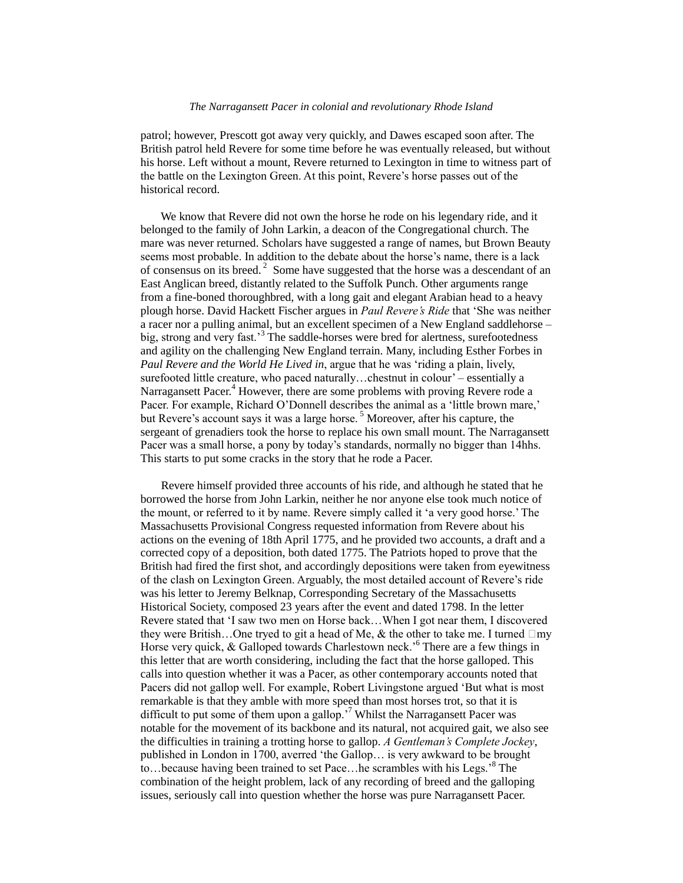patrol; however, Prescott got away very quickly, and Dawes escaped soon after. The British patrol held Revere for some time before he was eventually released, but without his horse. Left without a mount, Revere returned to Lexington in time to witness part of the battle on the Lexington Green. At this point, Revere's horse passes out of the historical record.

We know that Revere did not own the horse he rode on his legendary ride, and it belonged to the family of John Larkin, a deacon of the Congregational church. The mare was never returned. Scholars have suggested a range of names, but Brown Beauty seems most probable. In addition to the debate about the horse's name, there is a lack of consensus on its breed.[2] Some have suggested that the horse was a descendant of an East Anglican breed, distantly related to the Suffolk Punch. Other arguments range from a fine-boned thoroughbred, with a long gait and elegant Arabian head to a heavy plough horse. David Hackett Fischer argues in *Paul Revere's Ride* that 'She was neither a racer nor a pulling animal, but an excellent specimen of a New England saddlehorse – big, strong and very fast.'[3] The saddle-horses were bred for alertness, surefootedness and agility on the challenging New England terrain. Many, including Esther Forbes in *Paul Revere and the World He Lived in*, argue that he was 'riding a plain, lively, surefooted little creature, who paced naturally…chestnut in colour' – essentially a Narragansett Pacer.[4] However, there are some problems with proving Revere rode a Pacer. For example, Richard O'Donnell describes the animal as a 'little brown mare,' but Revere's account says it was a large horse.[5] Moreover, after his capture, the sergeant of grenadiers took the horse to replace his own small mount. The Narragansett Pacer was a small horse, a pony by today's standards, normally no bigger than 14hhs. This starts to put some cracks in the story that he rode a Pacer.

Revere himself provided three accounts of his ride, and although he stated that he borrowed the horse from John Larkin, neither he nor anyone else took much notice of the mount, or referred to it by name. Revere simply called it 'a very good horse.' The Massachusetts Provisional Congress requested information from Revere about his actions on the evening of 18th April 1775, and he provided two accounts, a draft and a corrected copy of a deposition, both dated 1775. The Patriots hoped to prove that the British had fired the first shot, and accordingly depositions were taken from eyewitness of the clash on Lexington Green. Arguably, the most detailed account of Revere's ride was his letter to Jeremy Belknap, Corresponding Secretary of the Massachusetts Historical Society, composed 23 years after the event and dated 1798. In the letter Revere stated that 'I saw two men on Horse back…When I got near them, I discovered they were British…One tryed to git a head of Me, & the other to take me. I turned my Horse very quick, & Galloped towards Charlestown neck.'[6] There are a few things in this letter that are worth considering, including the fact that the horse galloped. This calls into question whether it was a Pacer, as other contemporary accounts noted that Pacers did not gallop well. For example, Robert Livingstone argued 'But what is most remarkable is that they amble with more speed than most horses trot, so that it is difficult to put some of them upon a gallop.'[7] Whilst the Narragansett Pacer was notable for the movement of its backbone and its natural, not acquired gait, we also see the difficulties in training a trotting horse to gallop. *A Gentleman's Complete Jockey*, published in London in 1700, averred 'the Gallop… is very awkward to be brought to…because having been trained to set Pace…he scrambles with his Legs.'[8] The combination of the height problem, lack of any recording of breed and the galloping issues, seriously call into question whether the horse was pure Narragansett Pacer.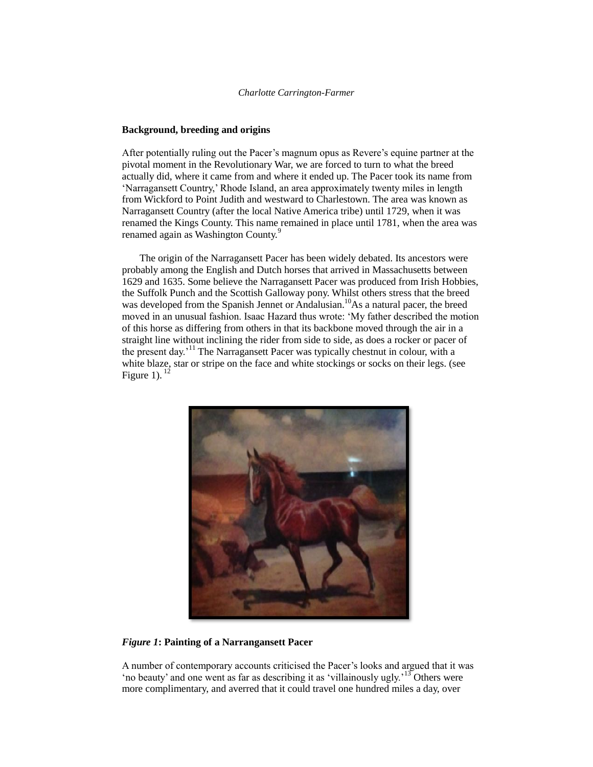## Background, breeding and origins

After potentially ruling out the Pacer's magnum opus as Revere's equine partner at the pivotal moment in the Revolutionary War, we are forced to turn to what the breed actually did, where it came from and where it ended up. The Pacer took its name from 'Narragansett Country,' Rhode Island, an area approximately twenty miles in length from Wickford to Point Judith and westward to Charlestown. The area was known as Narragansett Country (after the local Native America tribe) until 1729, when it was renamed the Kings County. This name remained in place until 1781, when the area was renamed again as Washington County.[9]

The origin of the Narragansett Pacer has been widely debated. Its ancestors were probably among the English and Dutch horses that arrived in Massachusetts between 1629 and 1635. Some believe the Narragansett Pacer was produced from Irish Hobbies, the Suffolk Punch and the Scottish Galloway pony. Whilst others stress that the breed was developed from the Spanish Jennet or Andalusian.[10]As a natural pacer, the breed moved in an unusual fashion. Isaac Hazard thus wrote: 'My father described the motion of this horse as differing from others in that its backbone moved through the air in a straight line without inclining the rider from side to side, as does a rocker or pacer of the present day.'[11] The Narragansett Pacer was typically chestnut in colour, with a white blaze, star or stripe on the face and white stockings or socks on their legs. (see Figure 1).[12]

***Figure 1*: Painting of a Narranganset Pacer**

A number of contemporary accounts criticised the Pacer's looks and argued that it was 'no beauty' and one went as far as describing it as 'villainously ugly.'[13] Others were more complimentary, and averred that it could travel one hundred miles a day, over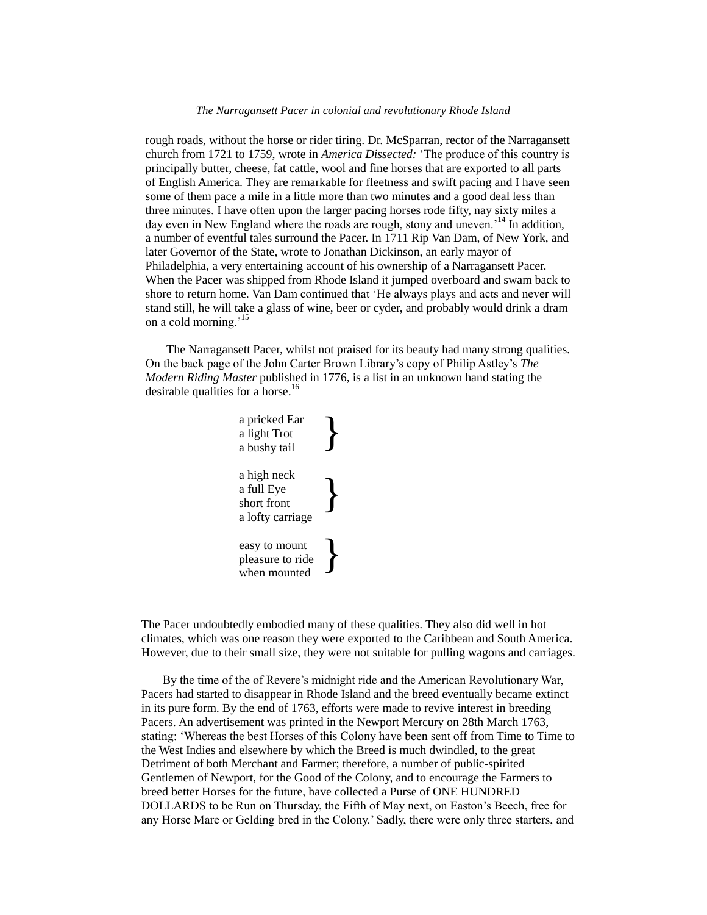rough roads, without the horse or rider tiring. Dr. McSparran, rector of the Narragansett church from 1721 to 1759, wrote in *America Dissected:* 'The produce of this country is principally butter, cheese, fat cattle, wool and fine horses that are exported to all parts of English America. They are remarkable for fleetness and swift pacing and I have seen some of them pace a mile in a little more than two minutes and a good deal less than three minutes. I have often upon the larger pacing horses rode fifty, nay sixty miles a day even in New England where the roads are rough, stony and uneven.'[14] In addition, a number of eventful tales surround the Pacer. In 1711 Rip Van Dam, of New York, and later Governor of the State, wrote to Jonathan Dickinson, an early mayor of Philadelphia, a very entertaining account of his ownership of a Narragansett Pacer. When the Pacer was shipped from Rhode Island it jumped overboard and swam back to shore to return home. Van Dam continued that 'He always plays and acts and never will stand still, he will take a glass of wine, beer or cyder, and probably would drink a dram on a cold morning.'[15]

The Narragansett Pacer, whilst not praised for its beauty had many strong qualities. On the back page of the John Carter Brown Library's copy of Philip Astley's *The Modern Riding Master* published in 1776, is a list in an unknown hand stating the desirable qualities for a horse.[16]

> a pricked Ear
> a light Trot
> a bushy tail }
>
> a high neck
> a full Eye
> short front
> a lofty carriage }
>
> easy to mount
> pleasure to ride
> when mounted }

The Pacer undoubtedly embodied many of these qualities. They also did well in hot climates, which was one reason they were exported to the Caribbean and South America. However, due to their small size, they were not suitable for pulling wagons and carriages.

By the time of the of Revere's midnight ride and the American Revolutionary War, Pacers had started to disappear in Rhode Island and the breed eventually became extinct in its pure form. By the end of 1763, efforts were made to revive interest in breeding Pacers. An advertisement was printed in the Newport Mercury on 28th March 1763, stating: 'Whereas the best Horses of this Colony have been sent off from Time to Time to the West Indies and elsewhere by which the Breed is much dwindled, to the great Detriment of both Merchant and Farmer; therefore, a number of public-spirited Gentlemen of Newport, for the Good of the Colony, and to encourage the Farmers to breed better Horses for the future, have collected a Purse of ONE HUNDRED DOLLARDS to be Run on Thursday, the Fifth of May next, on Easton's Beech, free for any Horse Mare or Gelding bred in the Colony.' Sadly, there were only three starters, and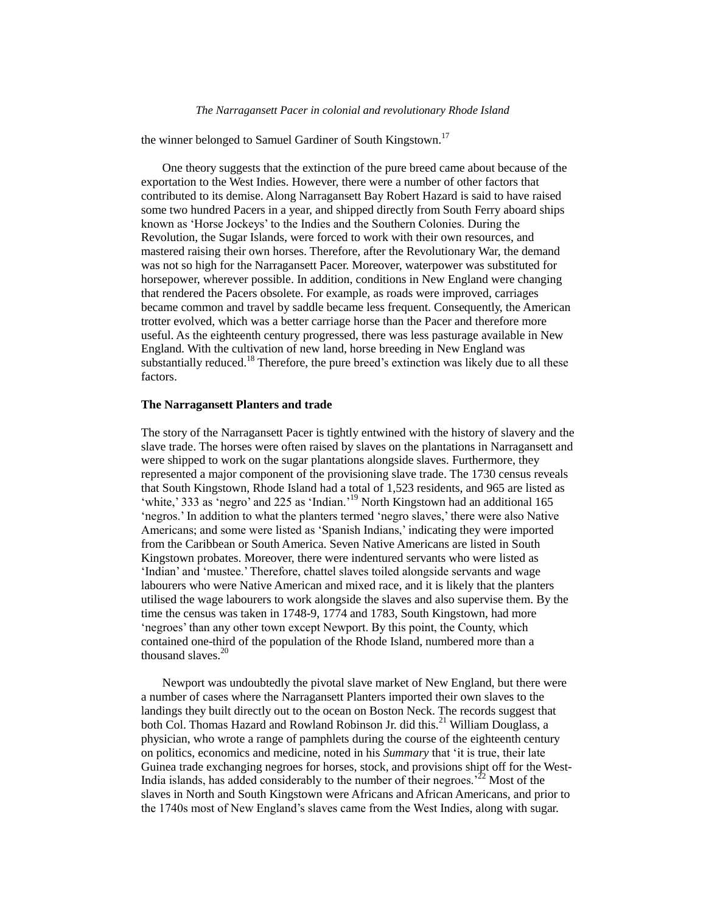the winner belonged to Samuel Gardiner of South Kingstown.[17]

One theory suggests that the extinction of the pure breed came about because of the exportation to the West Indies. However, there were a number of other factors that contributed to its demise. Along Narragansett Bay Robert Hazard is said to have raised some two hundred Pacers in a year, and shipped directly from South Ferry aboard ships known as 'Horse Jockeys' to the Indies and the Southern Colonies. During the Revolution, the Sugar Islands, were forced to work with their own resources, and mastered raising their own horses. Therefore, after the Revolutionary War, the demand was not so high for the Narragansett Pacer. Moreover, waterpower was substituted for horsepower, wherever possible. In addition, conditions in New England were changing that rendered the Pacers obsolete. For example, as roads were improved, carriages became common and travel by saddle became less frequent. Consequently, the American trotter evolved, which was a better carriage horse than the Pacer and therefore more useful. As the eighteenth century progressed, there was less pasturage available in New England. With the cultivation of new land, horse breeding in New England was substantially reduced.[18] Therefore, the pure breed's extinction was likely due to all these factors.

### The Narragansett Planters and trade

The story of the Narragansett Pacer is tightly entwined with the history of slavery and the slave trade. The horses were often raised by slaves on the plantations in Narragansett and were shipped to work on the sugar plantations alongside slaves. Furthermore, they represented a major component of the provisioning slave trade. The 1730 census reveals that South Kingstown, Rhode Island had a total of 1,523 residents, and 965 are listed as 'white,' 333 as 'negro' and 225 as 'Indian.'[19] North Kingstown had an additional 165 'negros.' In addition to what the planters termed 'negro slaves,' there were also Native Americans; and some were listed as 'Spanish Indians,' indicating they were imported from the Caribbean or South America. Seven Native Americans are listed in South Kingstown probates. Moreover, there were indentured servants who were listed as 'Indian' and 'mustee.' Therefore, chattel slaves toiled alongside servants and wage labourers who were Native American and mixed race, and it is likely that the planters utilised the wage labourers to work alongside the slaves and also supervise them. By the time the census was taken in 1748-9, 1774 and 1783, South Kingstown, had more 'negroes' than any other town except Newport. By this point, the County, which contained one-third of the population of the Rhode Island, numbered more than a thousand slaves.[20]

Newport was undoubtedly the pivotal slave market of New England, but there were a number of cases where the Narragansett Planters imported their own slaves to the landings they built directly out to the ocean on Boston Neck. The records suggest that both Col. Thomas Hazard and Rowland Robinson Jr. did this.[21] William Douglass, a physician, who wrote a range of pamphlets during the course of the eighteenth century on politics, economics and medicine, noted in his *Summary* that 'it is true, their late Guinea trade exchanging negroes for horses, stock, and provisions shipt off for the West-India islands, has added considerably to the number of their negroes.'[22] Most of the slaves in North and South Kingstown were Africans and African Americans, and prior to the 1740s most of New England's slaves came from the West Indies, along with sugar.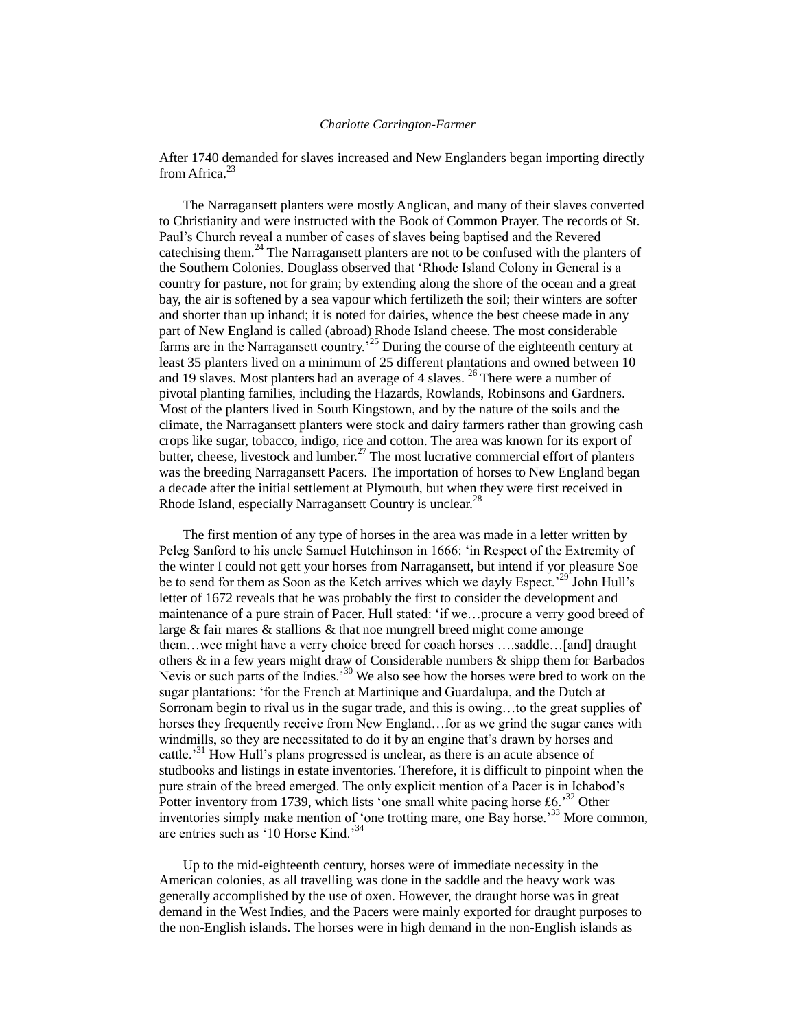After 1740 demanded for slaves increased and New Englanders began importing directly from Africa.[23]

The Narragansett planters were mostly Anglican, and many of their slaves converted to Christianity and were instructed with the Book of Common Prayer. The records of St. Paul's Church reveal a number of cases of slaves being baptised and the Revered catechising them.[24] The Narragansett planters are not to be confused with the planters of the Southern Colonies. Douglass observed that 'Rhode Island Colony in General is a country for pasture, not for grain; by extending along the shore of the ocean and a great bay, the air is softened by a sea vapour which fertilizeth the soil; their winters are softer and shorter than up inhand; it is noted for dairies, whence the best cheese made in any part of New England is called (abroad) Rhode Island cheese. The most considerable farms are in the Narragansett country.'[25] During the course of the eighteenth century at least 35 planters lived on a minimum of 25 different plantations and owned between 10 and 19 slaves. Most planters had an average of 4 slaves. [26] There were a number of pivotal planting families, including the Hazards, Rowlands, Robinsons and Gardners. Most of the planters lived in South Kingstown, and by the nature of the soils and the climate, the Narragansett planters were stock and dairy farmers rather than growing cash crops like sugar, tobacco, indigo, rice and cotton. The area was known for its export of butter, cheese, livestock and lumber.[27] The most lucrative commercial effort of planters was the breeding Narragansett Pacers. The importation of horses to New England began a decade after the initial settlement at Plymouth, but when they were first received in Rhode Island, especially Narragansett Country is unclear.[28]

The first mention of any type of horses in the area was made in a letter written by Peleg Sanford to his uncle Samuel Hutchinson in 1666: 'in Respect of the Extremity of the winter I could not gett your horses from Narragansett, but intend if yor pleasure Soe be to send for them as Soon as the Ketch arrives which we dayly Espect.'[29] John Hull's letter of 1672 reveals that he was probably the first to consider the development and maintenance of a pure strain of Pacer. Hull stated: 'if we…procure a verry good breed of large & fair mares & stallions & that noe mungrell breed might come amonge them…wee might have a verry choice breed for coach horses ….saddle…[and] draught others & in a few years might draw of Considerable numbers & shipp them for Barbados Nevis or such parts of the Indies.'[30] We also see how the horses were bred to work on the sugar plantations: 'for the French at Martinique and Guardalupa, and the Dutch at Sorronam begin to rival us in the sugar trade, and this is owing…to the great supplies of horses they frequently receive from New England…for as we grind the sugar canes with windmills, so they are necessitated to do it by an engine that's drawn by horses and cattle.'[31] How Hull's plans progressed is unclear, as there is an acute absence of studbooks and listings in estate inventories. Therefore, it is difficult to pinpoint when the pure strain of the breed emerged. The only explicit mention of a Pacer is in Ichabod's Potter inventory from 1739, which lists 'one small white pacing horse £6.'[32] Other inventories simply make mention of 'one trotting mare, one Bay horse.'[33] More common, are entries such as '10 Horse Kind.'[34]

Up to the mid-eighteenth century, horses were of immediate necessity in the American colonies, as all travelling was done in the saddle and the heavy work was generally accomplished by the use of oxen. However, the draught horse was in great demand in the West Indies, and the Pacers were mainly exported for draught purposes to the non-English islands. The horses were in high demand in the non-English islands as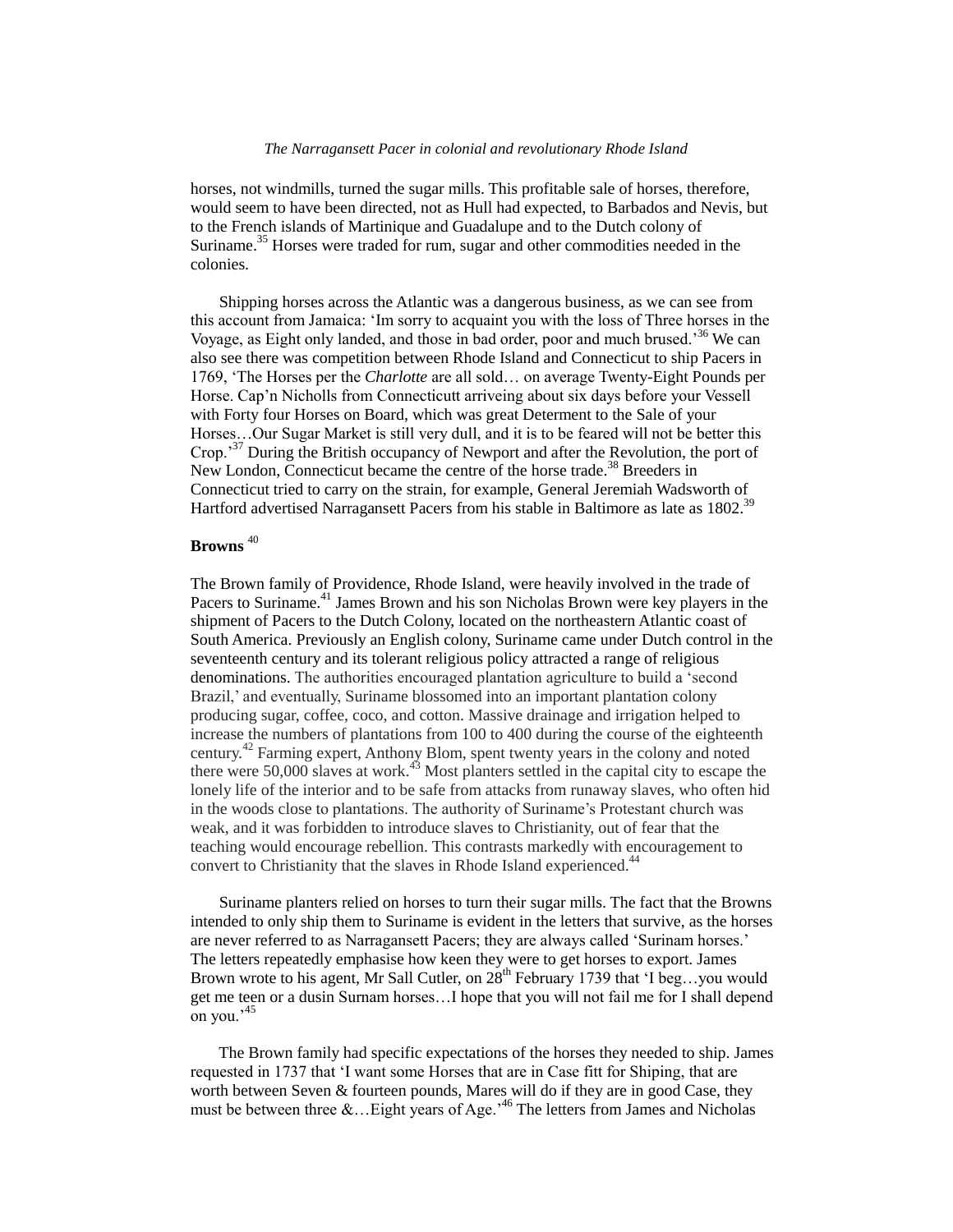horses, not windmills, turned the sugar mills. This profitable sale of horses, therefore, would seem to have been directed, not as Hull had expected, to Barbados and Nevis, but to the French islands of Martinique and Guadalupe and to the Dutch colony of Suriname.[35] Horses were traded for rum, sugar and other commodities needed in the colonies.

Shipping horses across the Atlantic was a dangerous business, as we can see from this account from Jamaica: 'Im sorry to acquaint you with the loss of Three horses in the Voyage, as Eight only landed, and those in bad order, poor and much brused.'[36] We can also see there was competition between Rhode Island and Connecticut to ship Pacers in 1769, 'The Horses per the *Charlotte* are all sold… on average Twenty-Eight Pounds per Horse. Cap'n Nicholls from Connecticutt arriveing about six days before your Vessell with Forty four Horses on Board, which was great Determent to the Sale of your Horses…Our Sugar Market is still very dull, and it is to be feared will not be better this Crop.'[37] During the British occupancy of Newport and after the Revolution, the port of New London, Connecticut became the centre of the horse trade.[38] Breeders in Connecticut tried to carry on the strain, for example, General Jeremiah Wadsworth of Hartford advertised Narragansett Pacers from his stable in Baltimore as late as 1802.[39]

## Browns [40]

The Brown family of Providence, Rhode Island, were heavily involved in the trade of Pacers to Suriname.[41] James Brown and his son Nicholas Brown were key players in the shipment of Pacers to the Dutch Colony, located on the northeastern Atlantic coast of South America. Previously an English colony, Suriname came under Dutch control in the seventeenth century and its tolerant religious policy attracted a range of religious denominations. The authorities encouraged plantation agriculture to build a 'second Brazil,' and eventually, Suriname blossomed into an important plantation colony producing sugar, coffee, coco, and cotton. Massive drainage and irrigation helped to increase the numbers of plantations from 100 to 400 during the course of the eighteenth century.[42] Farming expert, Anthony Blom, spent twenty years in the colony and noted there were 50,000 slaves at work.[43] Most planters settled in the capital city to escape the lonely life of the interior and to be safe from attacks from runaway slaves, who often hid in the woods close to plantations. The authority of Suriname's Protestant church was weak, and it was forbidden to introduce slaves to Christianity, out of fear that the teaching would encourage rebellion. This contrasts markedly with encouragement to convert to Christianity that the slaves in Rhode Island experienced.[44]

Suriname planters relied on horses to turn their sugar mills. The fact that the Browns intended to only ship them to Suriname is evident in the letters that survive, as the horses are never referred to as Narragansett Pacers; they are always called 'Surinam horses.' The letters repeatedly emphasise how keen they were to get horses to export. James Brown wrote to his agent, Mr Sall Cutler, on 28th February 1739 that 'I beg…you would get me teen or a dusin Surnam horses…I hope that you will not fail me for I shall depend on you.'[45]

The Brown family had specific expectations of the horses they needed to ship. James requested in 1737 that 'I want some Horses that are in Case fitt for Shiping, that are worth between Seven & fourteen pounds, Mares will do if they are in good Case, they must be between three &…Eight years of Age.'[46] The letters from James and Nicholas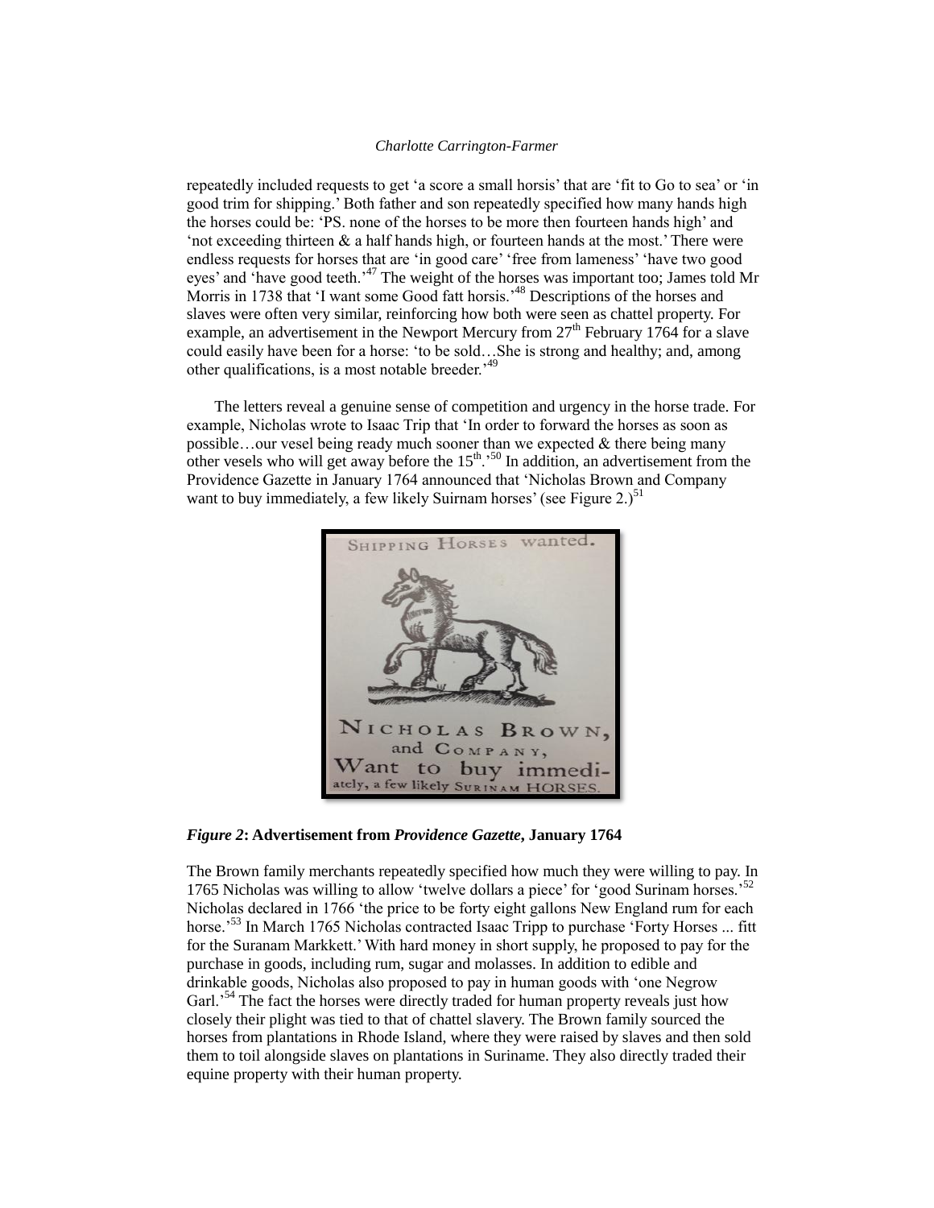repeatedly included requests to get 'a score a small horsis' that are 'fit to Go to sea' or 'in good trim for shipping.' Both father and son repeatedly specified how many hands high the horses could be: 'PS. none of the horses to be more then fourteen hands high' and 'not exceeding thirteen & a half hands high, or fourteen hands at the most.' There were endless requests for horses that are 'in good care' 'free from lameness' 'have two good eyes' and 'have good teeth.'[47] The weight of the horses was important too; James told Mr Morris in 1738 that 'I want some Good fatt horsis.'[48] Descriptions of the horses and slaves were often very similar, reinforcing how both were seen as chattel property. For example, an advertisement in the Newport Mercury from 27[th] February 1764 for a slave could easily have been for a horse: 'to be sold…She is strong and healthy; and, among other qualifications, is a most notable breeder.'[49]

The letters reveal a genuine sense of competition and urgency in the horse trade. For example, Nicholas wrote to Isaac Trip that 'In order to forward the horses as soon as possible…our vesel being ready much sooner than we expected & there being many other vesels who will get away before the 15[th].'[50] In addition, an advertisement from the Providence Gazette in January 1764 announced that 'Nicholas Brown and Company want to buy immediately, a few likely Suirnam horses' (see Figure 2.)[51]

SHIPPING HORSES wanted.

NICHOLAS BROWN, and COMPANY, Want to buy immediately, a few likely SURINAM HORSES.

***Figure 2*: Advertisement from *Providence Gazette*, January 1764**

The Brown family merchants repeatedly specified how much they were willing to pay. In 1765 Nicholas was willing to allow 'twelve dollars a piece' for 'good Surinam horses.'[52] Nicholas declared in 1766 'the price to be forty eight gallons New England rum for each horse.'[53] In March 1765 Nicholas contracted Isaac Tripp to purchase 'Forty Horses ... fitt for the Suranam Markkett.' With hard money in short supply, he proposed to pay for the purchase in goods, including rum, sugar and molasses. In addition to edible and drinkable goods, Nicholas also proposed to pay in human goods with 'one Negrow Garl.'[54] The fact the horses were directly traded for human property reveals just how closely their plight was tied to that of chattel slavery. The Brown family sourced the horses from plantations in Rhode Island, where they were raised by slaves and then sold them to toil alongside slaves on plantations in Suriname. They also directly traded their equine property with their human property.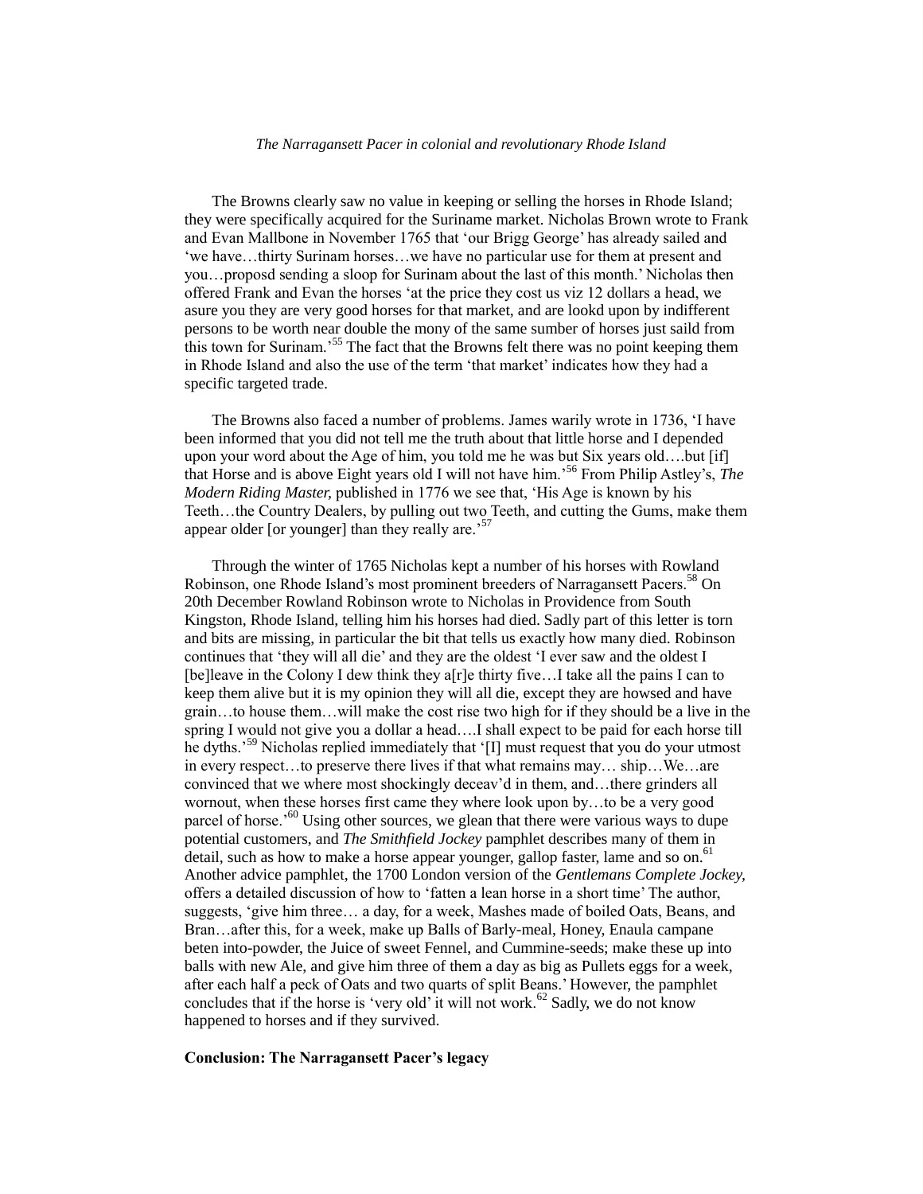The Browns clearly saw no value in keeping or selling the horses in Rhode Island; they were specifically acquired for the Suriname market. Nicholas Brown wrote to Frank and Evan Mallbone in November 1765 that 'our Brigg George' has already sailed and 'we have…thirty Surinam horses…we have no particular use for them at present and you…proposd sending a sloop for Surinam about the last of this month.' Nicholas then offered Frank and Evan the horses 'at the price they cost us viz 12 dollars a head, we asure you they are very good horses for that market, and are lookd upon by indifferent persons to be worth near double the mony of the same sumber of horses just saild from this town for Surinam.'[55] The fact that the Browns felt there was no point keeping them in Rhode Island and also the use of the term 'that market' indicates how they had a specific targeted trade.

The Browns also faced a number of problems. James warily wrote in 1736, 'I have been informed that you did not tell me the truth about that little horse and I depended upon your word about the Age of him, you told me he was but Six years old….but [if] that Horse and is above Eight years old I will not have him.'[56] From Philip Astley's, *The Modern Riding Master,* published in 1776 we see that, 'His Age is known by his Teeth…the Country Dealers, by pulling out two Teeth, and cutting the Gums, make them appear older [or younger] than they really are.'[57]

Through the winter of 1765 Nicholas kept a number of his horses with Rowland Robinson, one Rhode Island's most prominent breeders of Narragansett Pacers.[58] On 20th December Rowland Robinson wrote to Nicholas in Providence from South Kingston, Rhode Island, telling him his horses had died. Sadly part of this letter is torn and bits are missing, in particular the bit that tells us exactly how many died. Robinson continues that 'they will all die' and they are the oldest 'I ever saw and the oldest I [be]leave in the Colony I dew think they a[r]e thirty five…I take all the pains I can to keep them alive but it is my opinion they will all die, except they are howsed and have grain…to house them…will make the cost rise two high for if they should be a live in the spring I would not give you a dollar a head….I shall expect to be paid for each horse till he dyths.'[59] Nicholas replied immediately that '[I] must request that you do your utmost in every respect…to preserve there lives if that what remains may… ship…We…are convinced that we where most shockingly deceav'd in them, and…there grinders all wornout, when these horses first came they where look upon by…to be a very good parcel of horse.'[60] Using other sources, we glean that there were various ways to dupe potential customers, and *The Smithfield Jockey* pamphlet describes many of them in detail, such as how to make a horse appear younger, gallop faster, lame and so on.[61] Another advice pamphlet, the 1700 London version of the *Gentlemans Complete Jockey,* offers a detailed discussion of how to 'fatten a lean horse in a short time' The author, suggests, 'give him three… a day, for a week, Mashes made of boiled Oats, Beans, and Bran…after this, for a week, make up Balls of Barly-meal, Honey, Enaula campane beten into-powder, the Juice of sweet Fennel, and Cummine-seeds; make these up into balls with new Ale, and give him three of them a day as big as Pullets eggs for a week, after each half a peck of Oats and two quarts of split Beans.' However, the pamphlet concludes that if the horse is 'very old' it will not work.[62] Sadly, we do not know happened to horses and if they survived.

## Conclusion: The Narragansett Pacer's legacy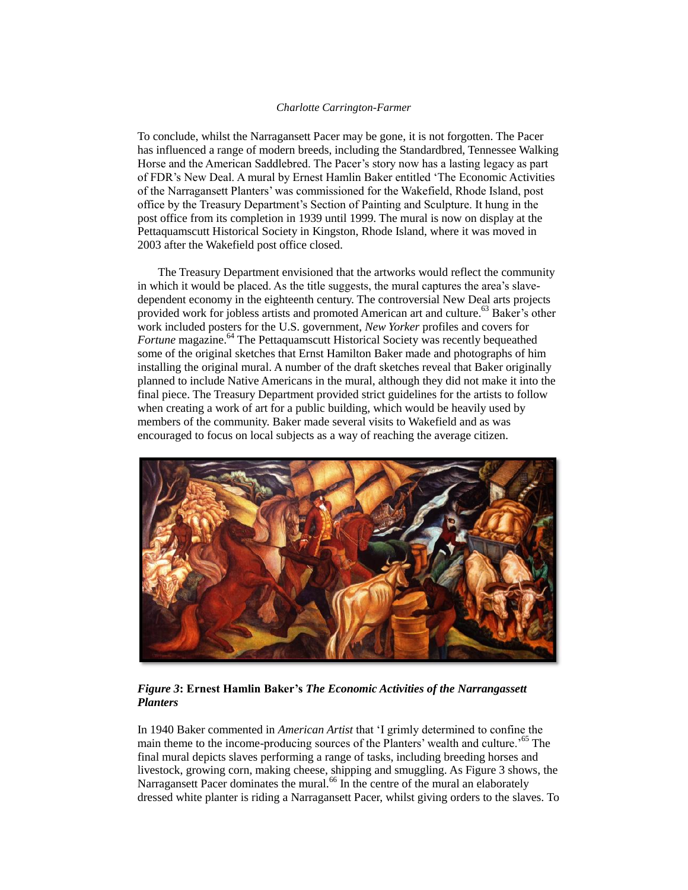To conclude, whilst the Narragansett Pacer may be gone, it is not forgotten. The Pacer has influenced a range of modern breeds, including the Standardbred, Tennessee Walking Horse and the American Saddlebred. The Pacer's story now has a lasting legacy as part of FDR's New Deal. A mural by Ernest Hamlin Baker entitled 'The Economic Activities of the Narragansett Planters' was commissioned for the Wakefield, Rhode Island, post office by the Treasury Department's Section of Painting and Sculpture. It hung in the post office from its completion in 1939 until 1999. The mural is now on display at the Pettaquamscutt Historical Society in Kingston, Rhode Island, where it was moved in 2003 after the Wakefield post office closed.

The Treasury Department envisioned that the artworks would reflect the community in which it would be placed. As the title suggests, the mural captures the area's slave-dependent economy in the eighteenth century. The controversial New Deal arts projects provided work for jobless artists and promoted American art and culture.[63] Baker's other work included posters for the U.S. government, *New Yorker* profiles and covers for *Fortune* magazine.[64] The Pettaquamscutt Historical Society was recently bequeathed some of the original sketches that Ernst Hamilton Baker made and photographs of him installing the original mural. A number of the draft sketches reveal that Baker originally planned to include Native Americans in the mural, although they did not make it into the final piece. The Treasury Department provided strict guidelines for the artists to follow when creating a work of art for a public building, which would be heavily used by members of the community. Baker made several visits to Wakefield and as was encouraged to focus on local subjects as a way of reaching the average citizen.

***Figure 3*: Ernest Hamlin Baker's *The Economic Activities of the Narrangassett Planters***

In 1940 Baker commented in *American Artist* that 'I grimly determined to confine the main theme to the income-producing sources of the Planters' wealth and culture.'[65] The final mural depicts slaves performing a range of tasks, including breeding horses and livestock, growing corn, making cheese, shipping and smuggling. As Figure 3 shows, the Narragansett Pacer dominates the mural.[66] In the centre of the mural an elaborately dressed white planter is riding a Narragansett Pacer, whilst giving orders to the slaves. To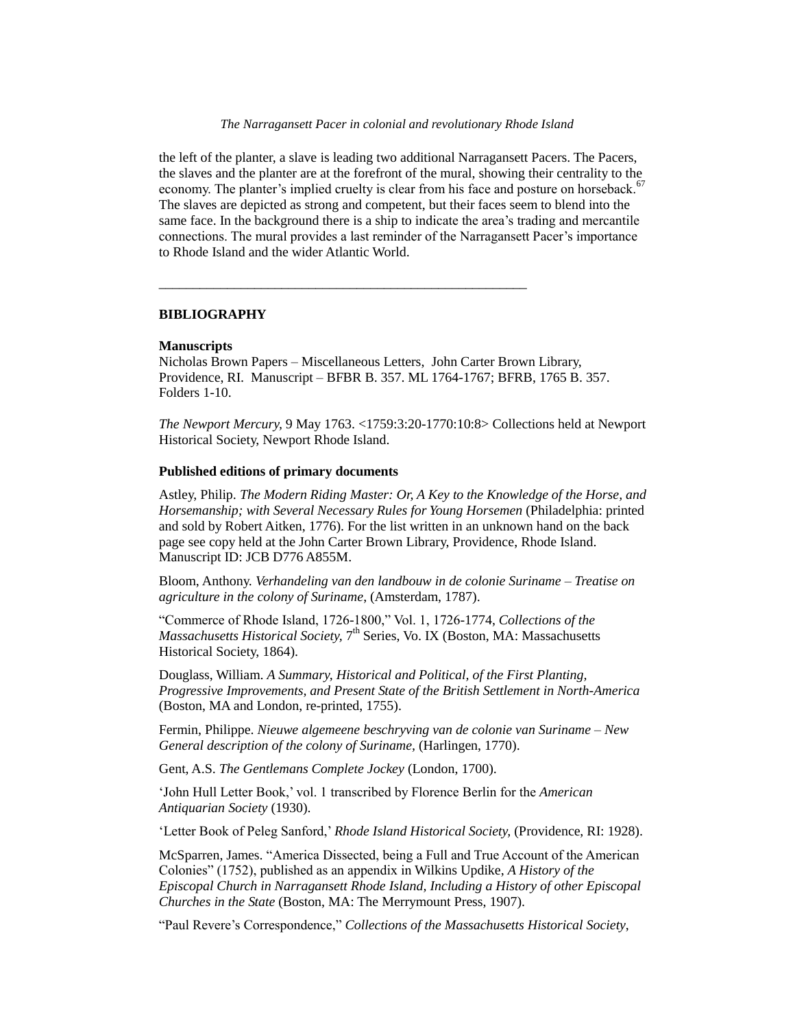the left of the planter, a slave is leading two additional Narragansett Pacers. The Pacers, the slaves and the planter are at the forefront of the mural, showing their centrality to the economy. The planter's implied cruelty is clear from his face and posture on horseback.[67] The slaves are depicted as strong and competent, but their faces seem to blend into the same face. In the background there is a ship to indicate the area's trading and mercantile connections. The mural provides a last reminder of the Narragansett Pacer's importance to Rhode Island and the wider Atlantic World.

---

## BIBLIOGRAPHY

### Manuscripts

Nicholas Brown Papers – Miscellaneous Letters, John Carter Brown Library, Providence, RI. Manuscript – BFBR B. 357. ML 1764-1767; BFRB, 1765 B. 357. Folders 1-10.

*The Newport Mercury,* 9 May 1763. <1759:3:20-1770:10:8> Collections held at Newport Historical Society, Newport Rhode Island.

### Published editions of primary documents

Astley, Philip. *The Modern Riding Master: Or, A Key to the Knowledge of the Horse, and Horsemanship; with Several Necessary Rules for Young Horsemen* (Philadelphia: printed and sold by Robert Aitken, 1776). For the list written in an unknown hand on the back page see copy held at the John Carter Brown Library, Providence, Rhode Island. Manuscript ID: JCB D776 A855M.

Bloom, Anthony. *Verhandeling van den landbouw in de colonie Suriname – Treatise on agriculture in the colony of Suriname*, (Amsterdam, 1787).

"Commerce of Rhode Island, 1726-1800," Vol. 1, 1726-1774, *Collections of the Massachusetts Historical Society,* 7th Series, Vo. IX (Boston, MA: Massachusetts Historical Society, 1864).

Douglass, William. *A Summary, Historical and Political, of the First Planting, Progressive Improvements, and Present State of the British Settlement in North-America* (Boston, MA and London, re-printed, 1755).

Fermin, Philippe. *Nieuwe algemeene beschryving van de colonie van Suriname – New General description of the colony of Suriname,* (Harlingen, 1770).

Gent, A.S. *The Gentlemans Complete Jockey* (London, 1700).

'John Hull Letter Book,' vol. 1 transcribed by Florence Berlin for the *American Antiquarian Society* (1930).

'Letter Book of Peleg Sanford,' *Rhode Island Historical Society,* (Providence, RI: 1928).

McSparren, James. "America Dissected, being a Full and True Account of the American Colonies" (1752), published as an appendix in Wilkins Updike, *A History of the Episcopal Church in Narragansett Rhode Island, Including a History of other Episcopal Churches in the State* (Boston, MA: The Merrymount Press, 1907).

"Paul Revere's Correspondence," *Collections of the Massachusetts Historical Society*,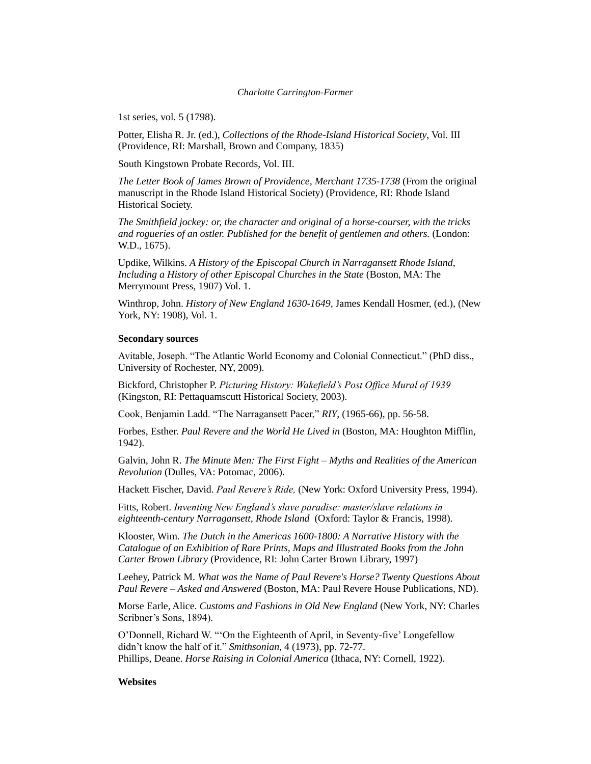1st series, vol. 5 (1798).

Potter, Elisha R. Jr. (ed.), *Collections of the Rhode-Island Historical Society*, Vol. III (Providence, RI: Marshall, Brown and Company, 1835)

South Kingstown Probate Records, Vol. III.

*The Letter Book of James Brown of Providence, Merchant 1735-1738* (From the original manuscript in the Rhode Island Historical Society) (Providence, RI: Rhode Island Historical Society.

*The Smithfield jockey: or, the character and original of a horse-courser, with the tricks and rogueries of an ostler. Published for the benefit of gentlemen and others.* (London: W.D., 1675).

Updike, Wilkins. *A History of the Episcopal Church in Narragansett Rhode Island, Including a History of other Episcopal Churches in the State* (Boston, MA: The Merrymount Press, 1907) Vol. 1.

Winthrop, John. *History of New England 1630-1649,* James Kendall Hosmer, (ed.), (New York, NY: 1908), Vol. 1.

**Secondary sources**

Avitable, Joseph. "The Atlantic World Economy and Colonial Connecticut." (PhD diss., University of Rochester, NY, 2009).

Bickford, Christopher P. *Picturing History: Wakefield's Post Office Mural of 1939* (Kingston, RI: Pettaquamscutt Historical Society, 2003).

Cook, Benjamin Ladd. "The Narragansett Pacer," *RIY*, (1965-66), pp. 56-58.

Forbes, Esther. *Paul Revere and the World He Lived in* (Boston, MA: Houghton Mifflin, 1942).

Galvin, John R. *The Minute Men: The First Fight – Myths and Realities of the American Revolution* (Dulles, VA: Potomac, 2006).

Hackett Fischer, David. *Paul Revere's Ride,* (New York: Oxford University Press, 1994).

Fitts, Robert. *Inventing New England's slave paradise: master/slave relations in eighteenth-century Narragansett, Rhode Island* (Oxford: Taylor & Francis, 1998).

Klooster, Wim. *The Dutch in the Americas 1600-1800: A Narrative History with the Catalogue of an Exhibition of Rare Prints, Maps and Illustrated Books from the John Carter Brown Library* (Providence, RI: John Carter Brown Library, 1997)

Leehey, Patrick M. *What was the Name of Paul Revere's Horse? Twenty Questions About Paul Revere – Asked and Answered* (Boston, MA: Paul Revere House Publications, ND).

Morse Earle, Alice. *Customs and Fashions in Old New England* (New York, NY: Charles Scribner's Sons, 1894).

O'Donnell, Richard W. "'On the Eighteenth of April, in Seventy-five' Longefellow didn't know the half of it." *Smithsonian,* 4 (1973), pp. 72-77.
Phillips, Deane. *Horse Raising in Colonial America* (Ithaca, NY: Cornell, 1922).

**Websites**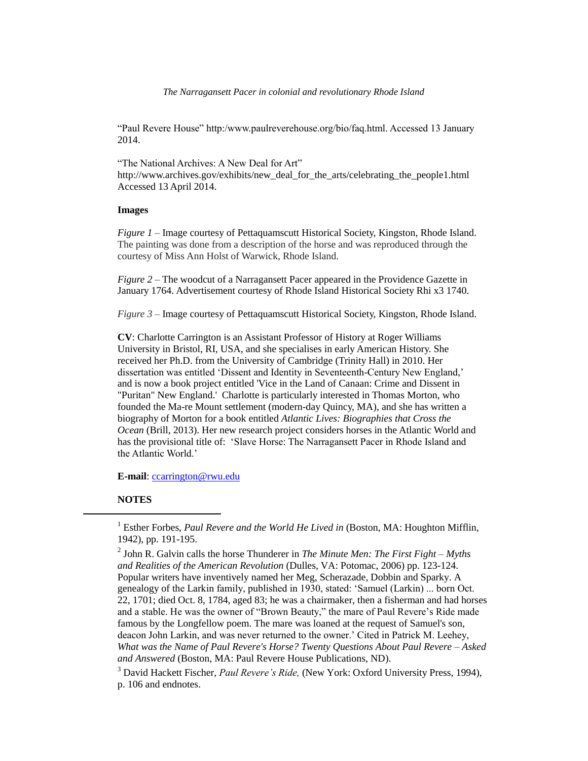"Paul Revere House" http:/www.paulreverehouse.org/bio/faq.html. Accessed 13 January 2014.

"The National Archives: A New Deal for Art" http://www.archives.gov/exhibits/new_deal_for_the_arts/celebrating_the_people1.html Accessed 13 April 2014.

**Images**

*Figure 1* – Image courtesy of Pettaquamscutt Historical Society, Kingston, Rhode Island. The painting was done from a description of the horse and was reproduced through the courtesy of Miss Ann Holst of Warwick, Rhode Island.

*Figure 2* – The woodcut of a Narragansett Pacer appeared in the Providence Gazette in January 1764. Advertisement courtesy of Rhode Island Historical Society Rhi x3 1740.

*Figure 3* – Image courtesy of Pettaquamscutt Historical Society, Kingston, Rhode Island.

**CV**: Charlotte Carrington is an Assistant Professor of History at Roger Williams University in Bristol, RI, USA, and she specialises in early American History. She received her Ph.D. from the University of Cambridge (Trinity Hall) in 2010. Her dissertation was entitled 'Dissent and Identity in Seventeenth-Century New England,' and is now a book project entitled 'Vice in the Land of Canaan: Crime and Dissent in "Puritan" New England.' Charlotte is particularly interested in Thomas Morton, who founded the Ma-re Mount settlement (modern-day Quincy, MA), and she has written a biography of Morton for a book entitled *Atlantic Lives: Biographies that Cross the Ocean* (Brill, 2013). Her new research project considers horses in the Atlantic World and has the provisional title of: 'Slave Horse: The Narragansett Pacer in Rhode Island and the Atlantic World.'

**E-mail**: ccarrington@rwu.edu

**NOTES**

[1] Esther Forbes, *Paul Revere and the World He Lived in* (Boston, MA: Houghton Mifflin, 1942), pp. 191-195.

[2] John R. Galvin calls the horse Thunderer in *The Minute Men: The First Fight – Myths and Realities of the American Revolution* (Dulles, VA: Potomac, 2006) pp. 123-124. Popular writers have inventively named her Meg, Scherazade, Dobbin and Sparky. A genealogy of the Larkin family, published in 1930, stated: 'Samuel (Larkin) ... born Oct. 22, 1701; died Oct. 8, 1784, aged 83; he was a chairmaker, then a fisherman and had horses and a stable. He was the owner of "Brown Beauty," the mare of Paul Revere's Ride made famous by the Longfellow poem. The mare was loaned at the request of Samuel's son, deacon John Larkin, and was never returned to the owner.' Cited in Patrick M. Leehey, *What was the Name of Paul Revere's Horse? Twenty Questions About Paul Revere – Asked and Answered* (Boston, MA: Paul Revere House Publications, ND).

[3] David Hackett Fischer, *Paul Revere's Ride,* (New York: Oxford University Press, 1994), p. 106 and endnotes.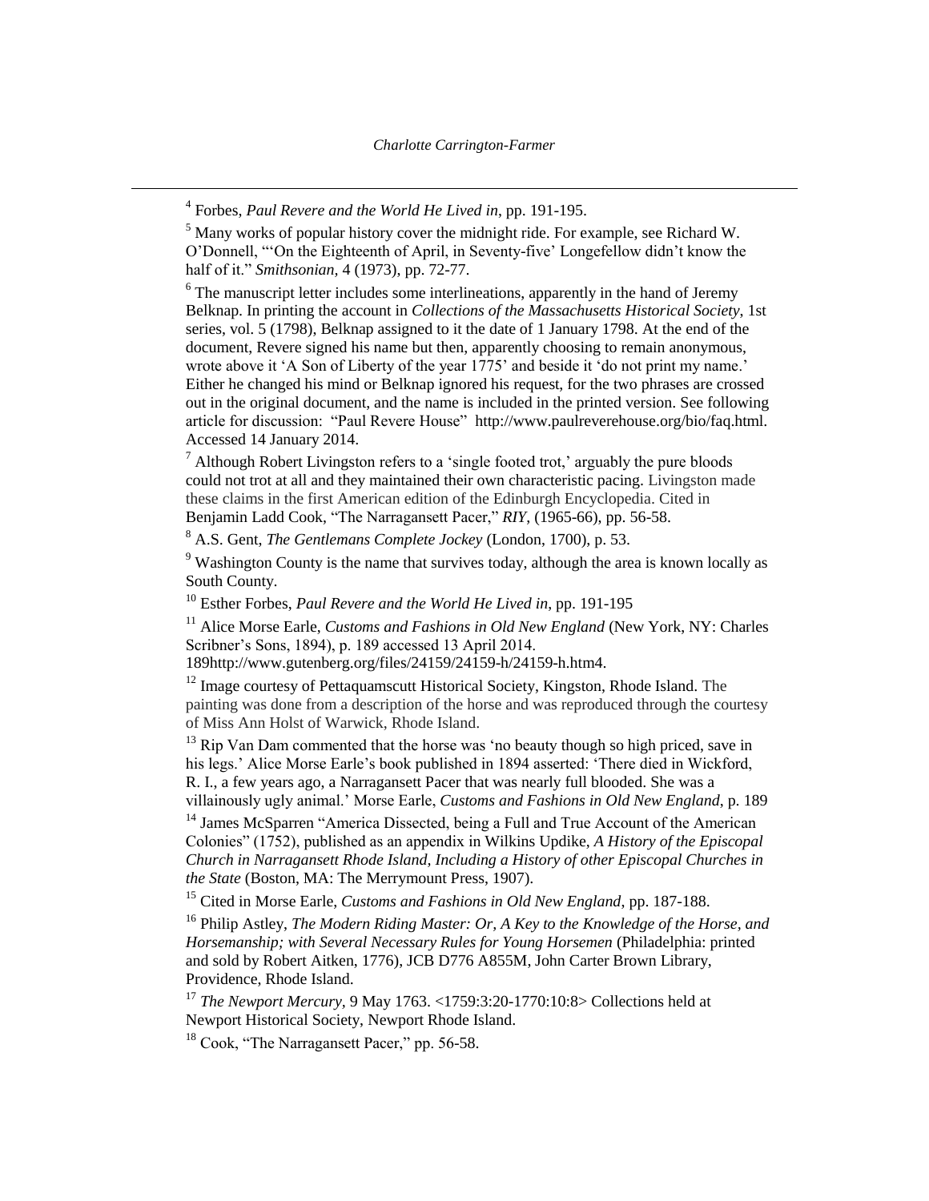[4] Forbes, *Paul Revere and the World He Lived in*, pp. 191-195.

[5] Many works of popular history cover the midnight ride. For example, see Richard W. O'Donnell, "'On the Eighteenth of April, in Seventy-five' Longefellow didn't know the half of it." *Smithsonian*, 4 (1973), pp. 72-77.

[6] The manuscript letter includes some interlineations, apparently in the hand of Jeremy Belknap. In printing the account in *Collections of the Massachusetts Historical Society*, 1st series, vol. 5 (1798), Belknap assigned to it the date of 1 January 1798. At the end of the document, Revere signed his name but then, apparently choosing to remain anonymous, wrote above it 'A Son of Liberty of the year 1775' and beside it 'do not print my name.' Either he changed his mind or Belknap ignored his request, for the two phrases are crossed out in the original document, and the name is included in the printed version. See following article for discussion: "Paul Revere House" http://www.paulreverehouse.org/bio/faq.html. Accessed 14 January 2014.

[7] Although Robert Livingston refers to a 'single footed trot,' arguably the pure bloods could not trot at all and they maintained their own characteristic pacing. Livingston made these claims in the first American edition of the Edinburgh Encyclopedia. Cited in Benjamin Ladd Cook, "The Narragansett Pacer," *RIY*, (1965-66), pp. 56-58.

[8] A.S. Gent, *The Gentlemans Complete Jockey* (London, 1700), p. 53.

[9] Washington County is the name that survives today, although the area is known locally as South County.

[10] Esther Forbes, *Paul Revere and the World He Lived in*, pp. 191-195

[11] Alice Morse Earle, *Customs and Fashions in Old New England* (New York, NY: Charles Scribner's Sons, 1894), p. 189 accessed 13 April 2014. 189http://www.gutenberg.org/files/24159/24159-h/24159-h.htm4.

[12] Image courtesy of Pettaquamscutt Historical Society, Kingston, Rhode Island. The painting was done from a description of the horse and was reproduced through the courtesy of Miss Ann Holst of Warwick, Rhode Island.

[13] Rip Van Dam commented that the horse was 'no beauty though so high priced, save in his legs.' Alice Morse Earle's book published in 1894 asserted: 'There died in Wickford, R. I., a few years ago, a Narragansett Pacer that was nearly full blooded. She was a villainously ugly animal.' Morse Earle, *Customs and Fashions in Old New England*, p. 189

[14] James McSparren "America Dissected, being a Full and True Account of the American Colonies" (1752), published as an appendix in Wilkins Updike, *A History of the Episcopal Church in Narragansett Rhode Island, Including a History of other Episcopal Churches in the State* (Boston, MA: The Merrymount Press, 1907).

[15] Cited in Morse Earle, *Customs and Fashions in Old New England*, pp. 187-188.

[16] Philip Astley, *The Modern Riding Master: Or, A Key to the Knowledge of the Horse, and Horsemanship; with Several Necessary Rules for Young Horsemen* (Philadelphia: printed and sold by Robert Aitken, 1776), JCB D776 A855M, John Carter Brown Library, Providence, Rhode Island.

[17] *The Newport Mercury*, 9 May 1763. <1759:3:20-1770:10:8> Collections held at Newport Historical Society, Newport Rhode Island.

[18] Cook, "The Narragansett Pacer," pp. 56-58.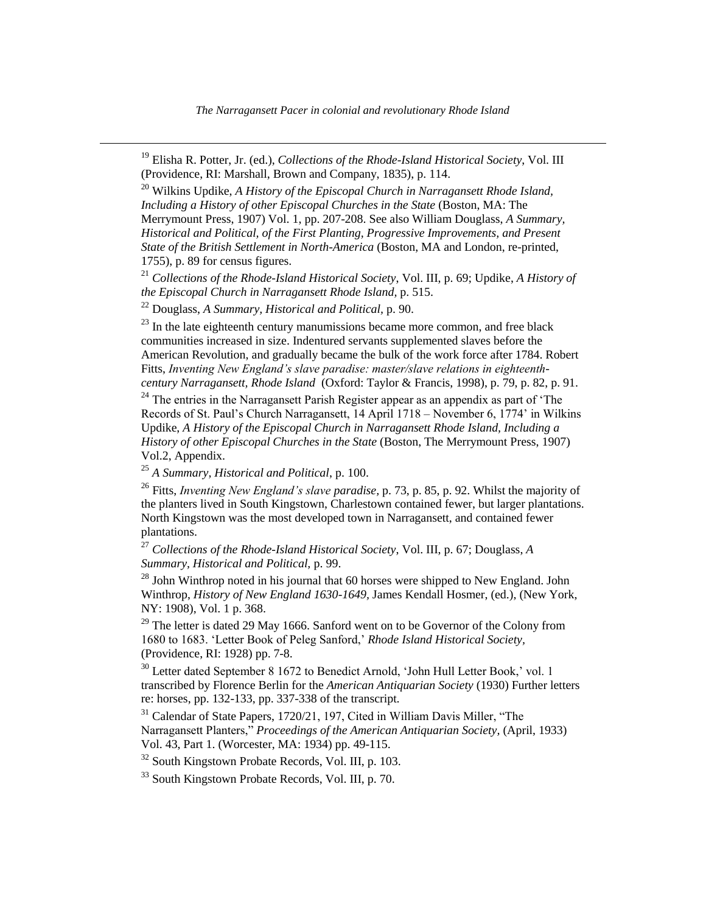[19] Elisha R. Potter, Jr. (ed.), *Collections of the Rhode-Island Historical Society*, Vol. III (Providence, RI: Marshall, Brown and Company, 1835), p. 114.

[20] Wilkins Updike, *A History of the Episcopal Church in Narragansett Rhode Island, Including a History of other Episcopal Churches in the State* (Boston, MA: The Merrymount Press, 1907) Vol. 1, pp. 207-208. See also William Douglass, *A Summary, Historical and Political, of the First Planting, Progressive Improvements, and Present State of the British Settlement in North-America* (Boston, MA and London, re-printed, 1755), p. 89 for census figures.

[21] *Collections of the Rhode-Island Historical Society*, Vol. III, p. 69; Updike, *A History of the Episcopal Church in Narragansett Rhode Island*, p. 515.

[22] Douglass, *A Summary, Historical and Political,* p. 90.

[23] In the late eighteenth century manumissions became more common, and free black communities increased in size. Indentured servants supplemented slaves before the American Revolution, and gradually became the bulk of the work force after 1784. Robert Fitts, *Inventing New England's slave paradise: master/slave relations in eighteenth-century Narragansett, Rhode Island* (Oxford: Taylor & Francis, 1998), p. 79, p. 82, p. 91.

[24] The entries in the Narragansett Parish Register appear as an appendix as part of 'The Records of St. Paul's Church Narragansett, 14 April 1718 – November 6, 1774' in Wilkins Updike, *A History of the Episcopal Church in Narragansett Rhode Island, Including a History of other Episcopal Churches in the State* (Boston, The Merrymount Press, 1907) Vol.2, Appendix.

[25] *A Summary, Historical and Political*, p. 100.

[26] Fitts, *Inventing New England's slave paradise,* p. 73, p. 85, p. 92. Whilst the majority of the planters lived in South Kingstown, Charlestown contained fewer, but larger plantations. North Kingstown was the most developed town in Narragansett, and contained fewer plantations.

[27] *Collections of the Rhode-Island Historical Society,* Vol. III, p. 67; Douglass, *A Summary, Historical and Political,* p. 99.

[28] John Winthrop noted in his journal that 60 horses were shipped to New England. John Winthrop, *History of New England 1630-1649,* James Kendall Hosmer, (ed.), (New York, NY: 1908), Vol. 1 p. 368.

[29] The letter is dated 29 May 1666. Sanford went on to be Governor of the Colony from 1680 to 1683. 'Letter Book of Peleg Sanford,' *Rhode Island Historical Society,* (Providence, RI: 1928) pp. 7-8.

[30] Letter dated September 8 1672 to Benedict Arnold, 'John Hull Letter Book,' vol. 1 transcribed by Florence Berlin for the *American Antiquarian Society* (1930) Further letters re: horses, pp. 132-133, pp. 337-338 of the transcript.

[31] Calendar of State Papers, 1720/21, 197, Cited in William Davis Miller, "The Narragansett Planters," *Proceedings of the American Antiquarian Society,* (April, 1933) Vol. 43, Part 1. (Worcester, MA: 1934) pp. 49-115.

[32] South Kingstown Probate Records, Vol. III, p. 103.

[33] South Kingstown Probate Records, Vol. III, p. 70.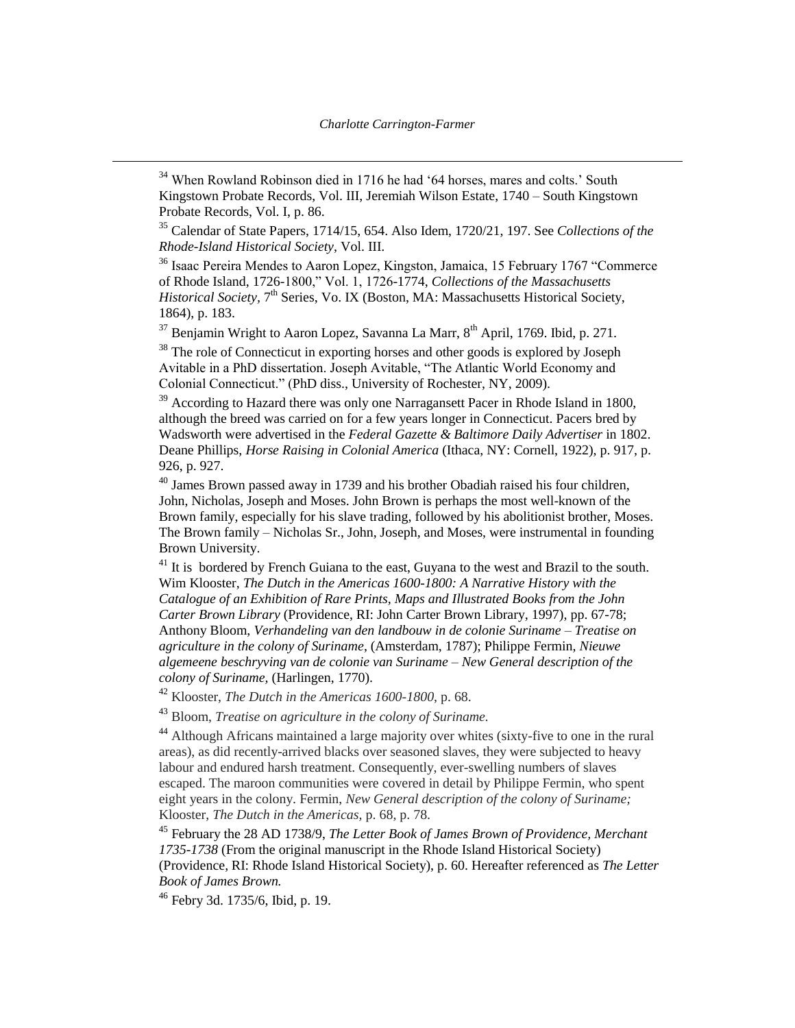[34] When Rowland Robinson died in 1716 he had '64 horses, mares and colts.' South Kingstown Probate Records, Vol. III, Jeremiah Wilson Estate, 1740 – South Kingstown Probate Records, Vol. I, p. 86.

[35] Calendar of State Papers, 1714/15, 654. Also Idem, 1720/21, 197. See *Collections of the Rhode-Island Historical Society*, Vol. III.

[36] Isaac Pereira Mendes to Aaron Lopez, Kingston, Jamaica, 15 February 1767 "Commerce of Rhode Island, 1726-1800," Vol. 1, 1726-1774, *Collections of the Massachusetts Historical Society*, 7th Series, Vo. IX (Boston, MA: Massachusetts Historical Society, 1864), p. 183.

[37] Benjamin Wright to Aaron Lopez, Savanna La Marr, 8th April, 1769. Ibid, p. 271.

[38] The role of Connecticut in exporting horses and other goods is explored by Joseph Avitable in a PhD dissertation. Joseph Avitable, "The Atlantic World Economy and Colonial Connecticut." (PhD diss., University of Rochester, NY, 2009).

[39] According to Hazard there was only one Narragansett Pacer in Rhode Island in 1800, although the breed was carried on for a few years longer in Connecticut. Pacers bred by Wadsworth were advertised in the *Federal Gazette & Baltimore Daily Advertiser* in 1802. Deane Phillips, *Horse Raising in Colonial America* (Ithaca, NY: Cornell, 1922), p. 917, p. 926, p. 927.

[40] James Brown passed away in 1739 and his brother Obadiah raised his four children, John, Nicholas, Joseph and Moses. John Brown is perhaps the most well-known of the Brown family, especially for his slave trading, followed by his abolitionist brother, Moses. The Brown family – Nicholas Sr., John, Joseph, and Moses, were instrumental in founding Brown University.

[41] It is bordered by French Guiana to the east, Guyana to the west and Brazil to the south. Wim Klooster, *The Dutch in the Americas 1600-1800: A Narrative History with the Catalogue of an Exhibition of Rare Prints, Maps and Illustrated Books from the John Carter Brown Library* (Providence, RI: John Carter Brown Library, 1997), pp. 67-78; Anthony Bloom, *Verhandeling van den landbouw in de colonie Suriname – Treatise on agriculture in the colony of Suriname*, (Amsterdam, 1787); Philippe Fermin, *Nieuwe algemeene beschryving van de colonie van Suriname – New General description of the colony of Suriname*, (Harlingen, 1770).

[42] Klooster, *The Dutch in the Americas 1600-1800*, p. 68.

[43] Bloom, *Treatise on agriculture in the colony of Suriname*.

[44] Although Africans maintained a large majority over whites (sixty-five to one in the rural areas), as did recently-arrived blacks over seasoned slaves, they were subjected to heavy labour and endured harsh treatment. Consequently, ever-swelling numbers of slaves escaped. The maroon communities were covered in detail by Philippe Fermin, who spent eight years in the colony. Fermin, *New General description of the colony of Suriname;* Klooster, *The Dutch in the Americas,* p. 68, p. 78.

[45] February the 28 AD 1738/9, *The Letter Book of James Brown of Providence, Merchant 1735-1738* (From the original manuscript in the Rhode Island Historical Society) (Providence, RI: Rhode Island Historical Society), p. 60. Hereafter referenced as *The Letter Book of James Brown.*

[46] Febry 3d. 1735/6, Ibid, p. 19.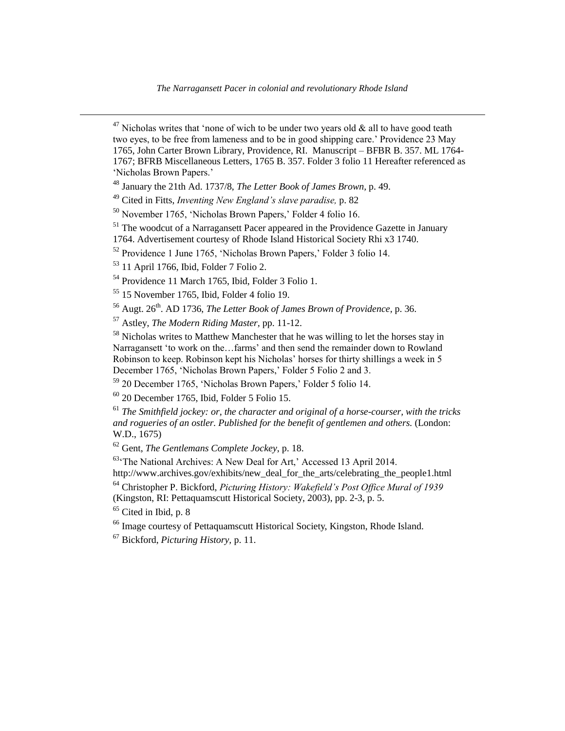[47] Nicholas writes that 'none of wich to be under two years old & all to have good teath two eyes, to be free from lameness and to be in good shipping care.' Providence 23 May 1765, John Carter Brown Library, Providence, RI. Manuscript – BFBR B. 357. ML 1764-1767; BFRB Miscellaneous Letters, 1765 B. 357. Folder 3 folio 11 Hereafter referenced as 'Nicholas Brown Papers.'

[48] January the 21th Ad. 1737/8, *The Letter Book of James Brown,* p. 49.

[49] Cited in Fitts, *Inventing New England's slave paradise,* p. 82

[50] November 1765, 'Nicholas Brown Papers,' Folder 4 folio 16.

[51] The woodcut of a Narragansett Pacer appeared in the Providence Gazette in January 1764. Advertisement courtesy of Rhode Island Historical Society Rhi x3 1740.

[52] Providence 1 June 1765, 'Nicholas Brown Papers,' Folder 3 folio 14.

[53] 11 April 1766, Ibid, Folder 7 Folio 2.

[54] Providence 11 March 1765, Ibid, Folder 3 Folio 1.

[55] 15 November 1765, Ibid, Folder 4 folio 19.

[56] Augt. 26th. AD 1736, *The Letter Book of James Brown of Providence,* p. 36.

[57] Astley, *The Modern Riding Master,* pp. 11-12.

[58] Nicholas writes to Matthew Manchester that he was willing to let the horses stay in Narragansett 'to work on the…farms' and then send the remainder down to Rowland Robinson to keep. Robinson kept his Nicholas' horses for thirty shillings a week in 5 December 1765, 'Nicholas Brown Papers,' Folder 5 Folio 2 and 3.

[59] 20 December 1765, 'Nicholas Brown Papers,' Folder 5 folio 14.

[60] 20 December 1765, Ibid, Folder 5 Folio 15.

[61] *The Smithfield jockey: or, the character and original of a horse-courser, with the tricks and rogueries of an ostler. Published for the benefit of gentlemen and others.* (London: W.D., 1675)

[62] Gent, *The Gentlemans Complete Jockey*, p. 18.

[63] 'The National Archives: A New Deal for Art,' Accessed 13 April 2014. http://www.archives.gov/exhibits/new_deal_for_the_arts/celebrating_the_people1.html

[64] Christopher P. Bickford, *Picturing History: Wakefield's Post Office Mural of 1939* (Kingston, RI: Pettaquamscutt Historical Society, 2003), pp. 2-3, p. 5.

[65] Cited in Ibid, p. 8

[66] Image courtesy of Pettaquamscutt Historical Society, Kingston, Rhode Island.

[67] Bickford, *Picturing History,* p. 11.